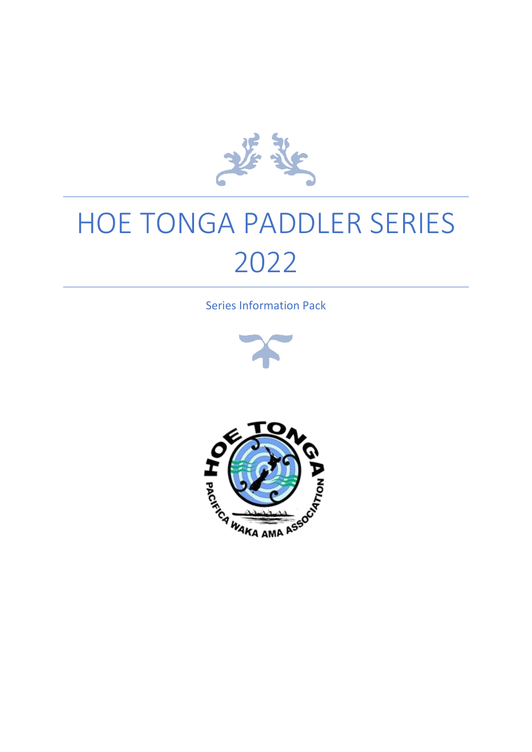# HOE TONGA PADDLER SERIES 2022

Series Information Pack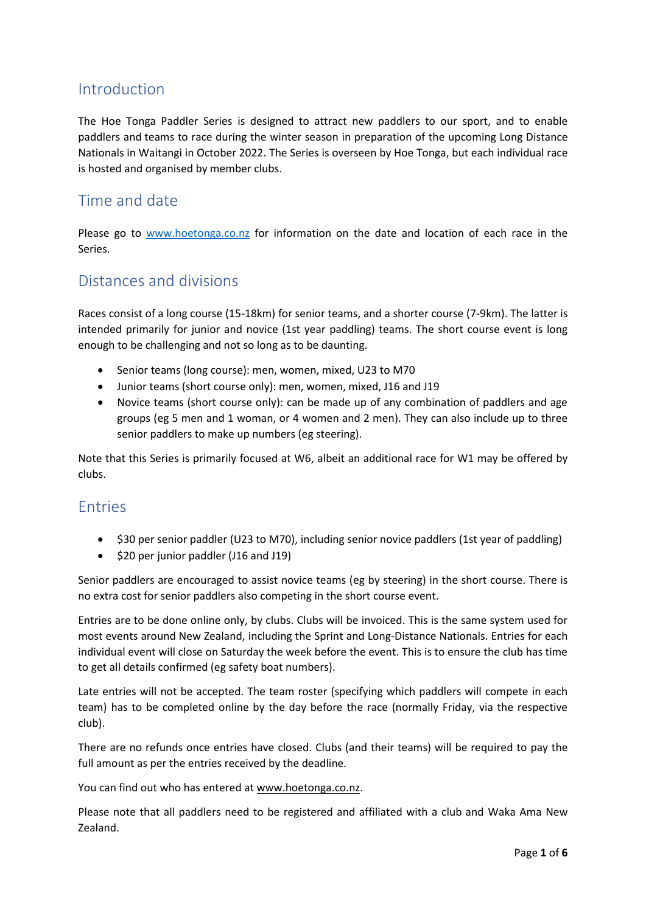## Introduction

The Hoe Tonga Paddler Series is designed to attract new paddlers to our sport, and to enable paddlers and teams to race during the winter season in preparation of the upcoming Long Distance Nationals in Waitangi in October 2022. The Series is overseen by Hoe Tonga, but each individual race is hosted and organised by member clubs.

## Time and date

Please go to [www.hoetonga.co.nz](http://www.hoetonga.co.nz) for information on the date and location of each race in the Series.

## Distances and divisions

Races consist of a long course (15-18km) for senior teams, and a shorter course (7-9km). The latter is intended primarily for junior and novice (1st year paddling) teams. The short course event is long enough to be challenging and not so long as to be daunting.

- Senior teams (long course): men, women, mixed, U23 to M70
- Junior teams (short course only): men, women, mixed, J16 and J19
- Novice teams (short course only): can be made up of any combination of paddlers and age groups (eg 5 men and 1 woman, or 4 women and 2 men). They can also include up to three senior paddlers to make up numbers (eg steering).

Note that this Series is primarily focused at W6, albeit an additional race for W1 may be offered by clubs.

## Entries

- $30 per senior paddler (U23 to M70), including senior novice paddlers (1st year of paddling)
- $20 per junior paddler (J16 and J19)

Senior paddlers are encouraged to assist novice teams (eg by steering) in the short course. There is no extra cost for senior paddlers also competing in the short course event.

Entries are to be done online only, by clubs. Clubs will be invoiced. This is the same system used for most events around New Zealand, including the Sprint and Long-Distance Nationals. Entries for each individual event will close on Saturday the week before the event. This is to ensure the club has time to get all details confirmed (eg safety boat numbers).

Late entries will not be accepted. The team roster (specifying which paddlers will compete in each team) has to be completed online by the day before the race (normally Friday, via the respective club).

There are no refunds once entries have closed. Clubs (and their teams) will be required to pay the full amount as per the entries received by the deadline.

You can find out who has entered at www.hoetonga.co.nz.

Please note that all paddlers need to be registered and affiliated with a club and Waka Ama New Zealand.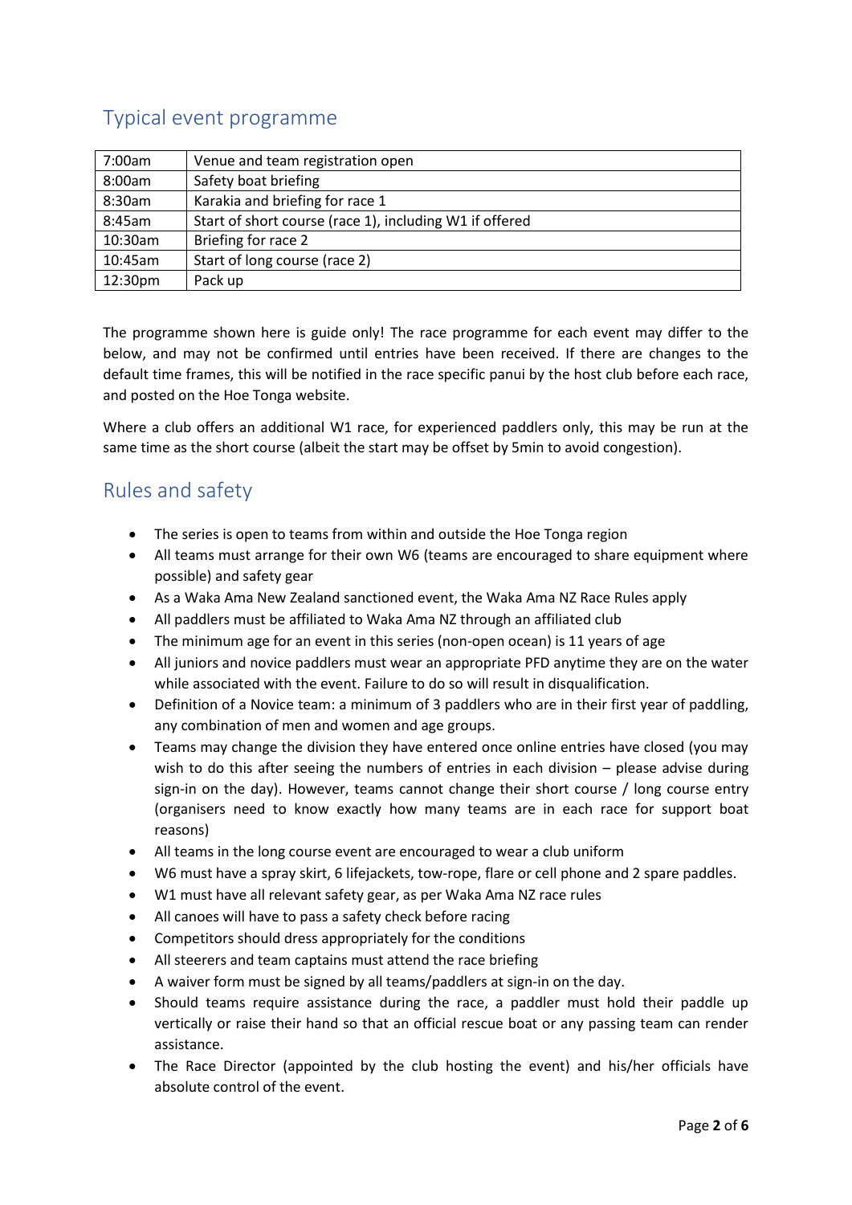## Typical event programme

| | |
|---|---|
| 7:00am | Venue and team registration open |
| 8:00am | Safety boat briefing |
| 8:30am | Karakia and briefing for race 1 |
| 8:45am | Start of short course (race 1), including W1 if offered |
| 10:30am | Briefing for race 2 |
| 10:45am | Start of long course (race 2) |
| 12:30pm | Pack up |

The programme shown here is guide only! The race programme for each event may differ to the below, and may not be confirmed until entries have been received. If there are changes to the default time frames, this will be notified in the race specific panui by the host club before each race, and posted on the Hoe Tonga website.

Where a club offers an additional W1 race, for experienced paddlers only, this may be run at the same time as the short course (albeit the start may be offset by 5min to avoid congestion).

## Rules and safety

- The series is open to teams from within and outside the Hoe Tonga region
- All teams must arrange for their own W6 (teams are encouraged to share equipment where possible) and safety gear
- As a Waka Ama New Zealand sanctioned event, the Waka Ama NZ Race Rules apply
- All paddlers must be affiliated to Waka Ama NZ through an affiliated club
- The minimum age for an event in this series (non-open ocean) is 11 years of age
- All juniors and novice paddlers must wear an appropriate PFD anytime they are on the water while associated with the event. Failure to do so will result in disqualification.
- Definition of a Novice team: a minimum of 3 paddlers who are in their first year of paddling, any combination of men and women and age groups.
- Teams may change the division they have entered once online entries have closed (you may wish to do this after seeing the numbers of entries in each division – please advise during sign-in on the day). However, teams cannot change their short course / long course entry (organisers need to know exactly how many teams are in each race for support boat reasons)
- All teams in the long course event are encouraged to wear a club uniform
- W6 must have a spray skirt, 6 lifejackets, tow-rope, flare or cell phone and 2 spare paddles.
- W1 must have all relevant safety gear, as per Waka Ama NZ race rules
- All canoes will have to pass a safety check before racing
- Competitors should dress appropriately for the conditions
- All steerers and team captains must attend the race briefing
- A waiver form must be signed by all teams/paddlers at sign-in on the day.
- Should teams require assistance during the race, a paddler must hold their paddle up vertically or raise their hand so that an official rescue boat or any passing team can render assistance.
- The Race Director (appointed by the club hosting the event) and his/her officials have absolute control of the event.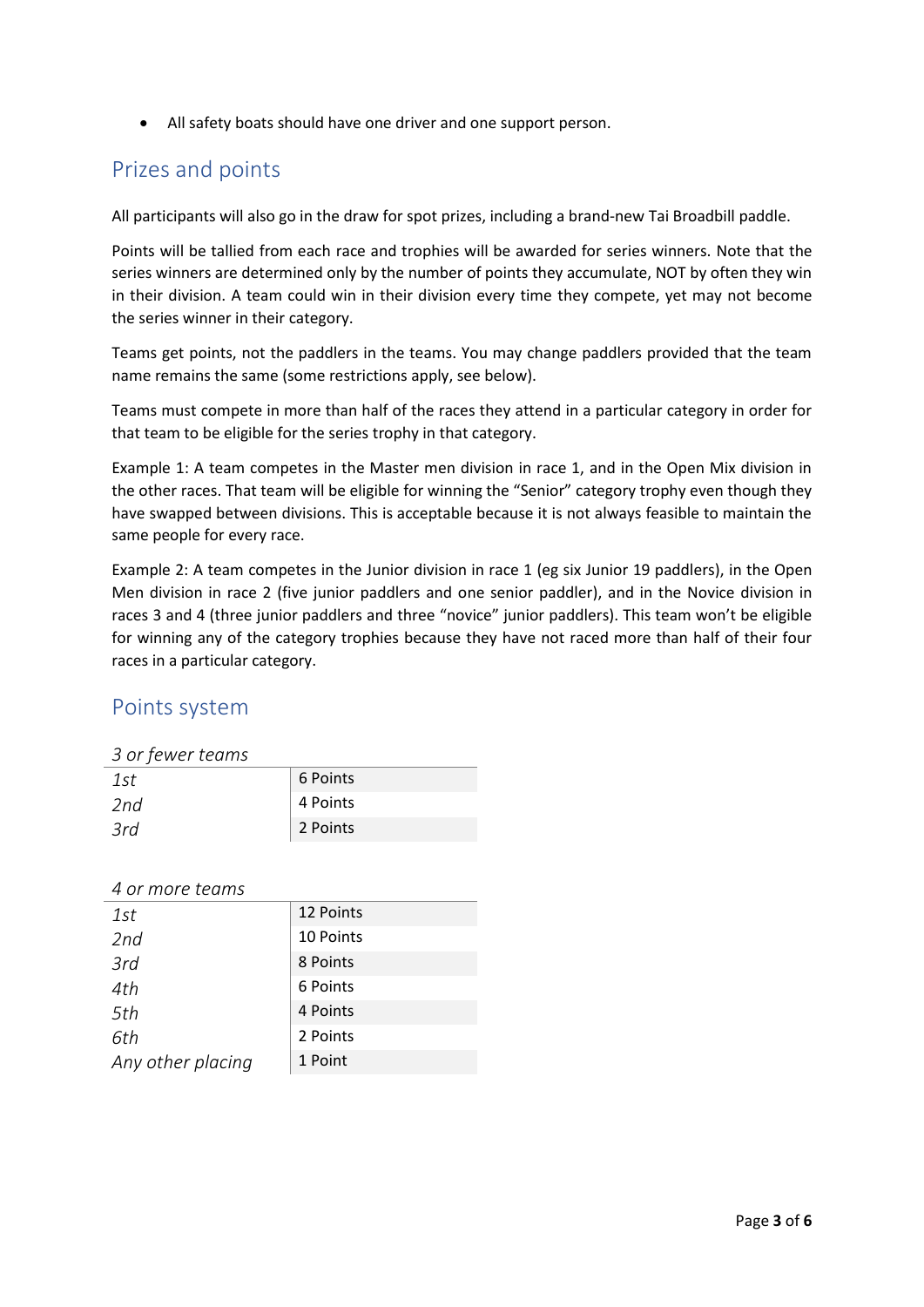- All safety boats should have one driver and one support person.

## Prizes and points

All participants will also go in the draw for spot prizes, including a brand-new Tai Broadbill paddle.

Points will be tallied from each race and trophies will be awarded for series winners. Note that the series winners are determined only by the number of points they accumulate, NOT by often they win in their division. A team could win in their division every time they compete, yet may not become the series winner in their category.

Teams get points, not the paddlers in the teams. You may change paddlers provided that the team name remains the same (some restrictions apply, see below).

Teams must compete in more than half of the races they attend in a particular category in order for that team to be eligible for the series trophy in that category.

Example 1: A team competes in the Master men division in race 1, and in the Open Mix division in the other races. That team will be eligible for winning the "Senior" category trophy even though they have swapped between divisions. This is acceptable because it is not always feasible to maintain the same people for every race.

Example 2: A team competes in the Junior division in race 1 (eg six Junior 19 paddlers), in the Open Men division in race 2 (five junior paddlers and one senior paddler), and in the Novice division in races 3 and 4 (three junior paddlers and three "novice" junior paddlers). This team won't be eligible for winning any of the category trophies because they have not raced more than half of their four races in a particular category.

## Points system

| *3 or fewer teams* | |
|---|---|
| *1st* | 6 Points |
| *2nd* | 4 Points |
| *3rd* | 2 Points |

| *4 or more teams* | |
|---|---|
| *1st* | 12 Points |
| *2nd* | 10 Points |
| *3rd* | 8 Points |
| *4th* | 6 Points |
| *5th* | 4 Points |
| *6th* | 2 Points |
| *Any other placing* | 1 Point |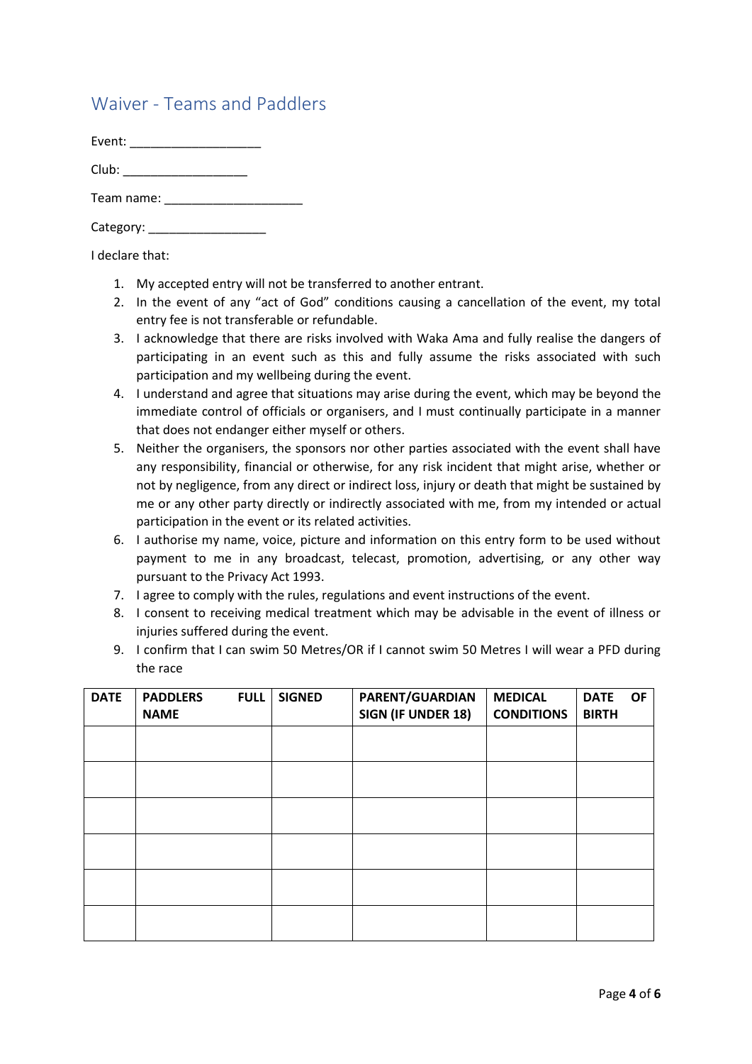## Waiver - Teams and Paddlers

Event: ___________________

Club: __________________

Team name: ____________________

Category: _________________

I declare that:

1. My accepted entry will not be transferred to another entrant.
2. In the event of any "act of God" conditions causing a cancellation of the event, my total entry fee is not transferable or refundable.
3. I acknowledge that there are risks involved with Waka Ama and fully realise the dangers of participating in an event such as this and fully assume the risks associated with such participation and my wellbeing during the event.
4. I understand and agree that situations may arise during the event, which may be beyond the immediate control of officials or organisers, and I must continually participate in a manner that does not endanger either myself or others.
5. Neither the organisers, the sponsors nor other parties associated with the event shall have any responsibility, financial or otherwise, for any risk incident that might arise, whether or not by negligence, from any direct or indirect loss, injury or death that might be sustained by me or any other party directly or indirectly associated with me, from my intended or actual participation in the event or its related activities.
6. I authorise my name, voice, picture and information on this entry form to be used without payment to me in any broadcast, telecast, promotion, advertising, or any other way pursuant to the Privacy Act 1993.
7. I agree to comply with the rules, regulations and event instructions of the event.
8. I consent to receiving medical treatment which may be advisable in the event of illness or injuries suffered during the event.
9. I confirm that I can swim 50 Metres/OR if I cannot swim 50 Metres I will wear a PFD during the race

| DATE | PADDLERS FULL NAME | SIGNED | PARENT/GUARDIAN SIGN (IF UNDER 18) | MEDICAL CONDITIONS | DATE OF BIRTH |
|---|---|---|---|---|---|
| | | | | | |
| | | | | | |
| | | | | | |
| | | | | | |
| | | | | | |
| | | | | | |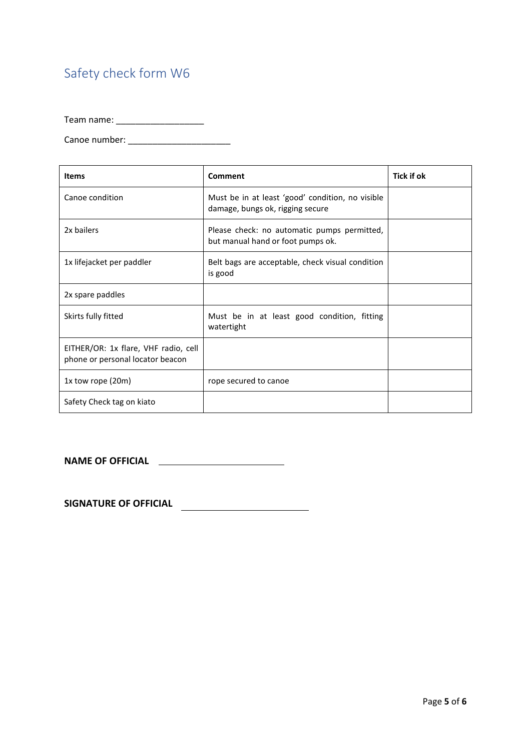## Safety check form W6

Team name: ___________________

Canoe number: ______________________

| Items | Comment | Tick if ok |
|---|---|---|
| Canoe condition | Must be in at least 'good' condition, no visible damage, bungs ok, rigging secure | |
| 2x bailers | Please check: no automatic pumps permitted, but manual hand or foot pumps ok. | |
| 1x lifejacket per paddler | Belt bags are acceptable, check visual condition is good | |
| 2x spare paddles | | |
| Skirts fully fitted | Must be in at least good condition, fitting watertight | |
| EITHER/OR: 1x flare, VHF radio, cell phone or personal locator beacon | | |
| 1x tow rope (20m) | rope secured to canoe | |
| Safety Check tag on kiato | | |

**NAME OF OFFICIAL** ____________________________

**SIGNATURE OF OFFICIAL** ____________________________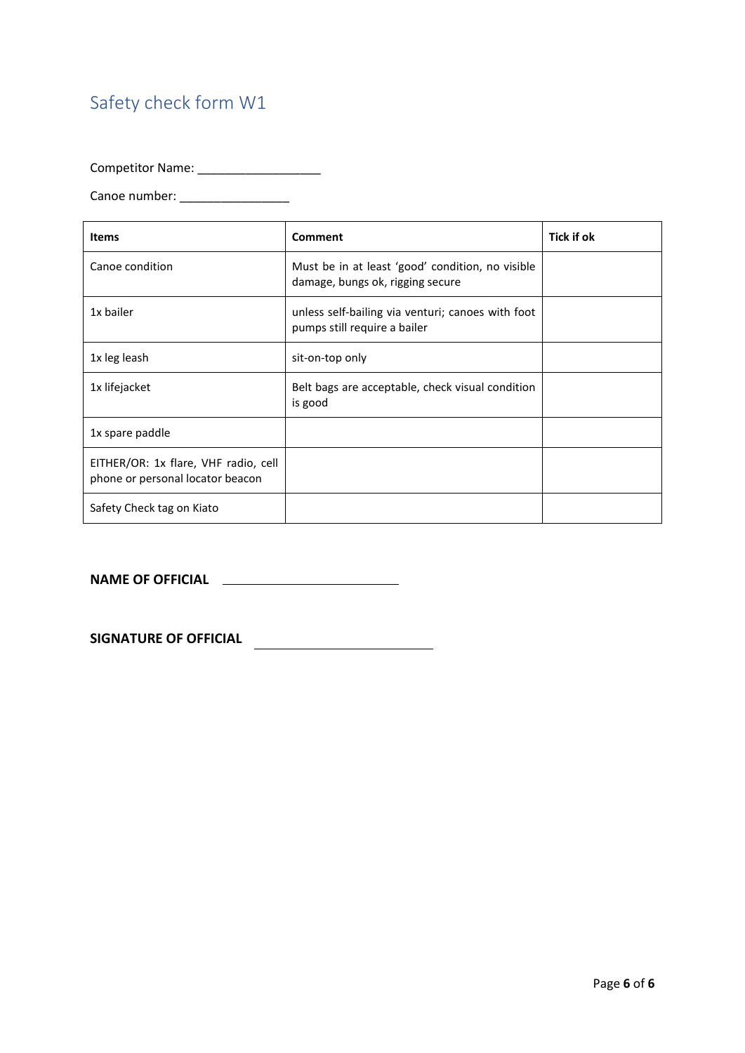## Safety check form W1

Competitor Name: __________________

Canoe number: ________________

| Items | Comment | Tick if ok |
|---|---|---|
| Canoe condition | Must be in at least 'good' condition, no visible damage, bungs ok, rigging secure | |
| 1x bailer | unless self-bailing via venturi; canoes with foot pumps still require a bailer | |
| 1x leg leash | sit-on-top only | |
| 1x lifejacket | Belt bags are acceptable, check visual condition is good | |
| 1x spare paddle | | |
| EITHER/OR: 1x flare, VHF radio, cell phone or personal locator beacon | | |
| Safety Check tag on Kiato | | |

**NAME OF OFFICIAL** ____________________________

**SIGNATURE OF OFFICIAL** ____________________________